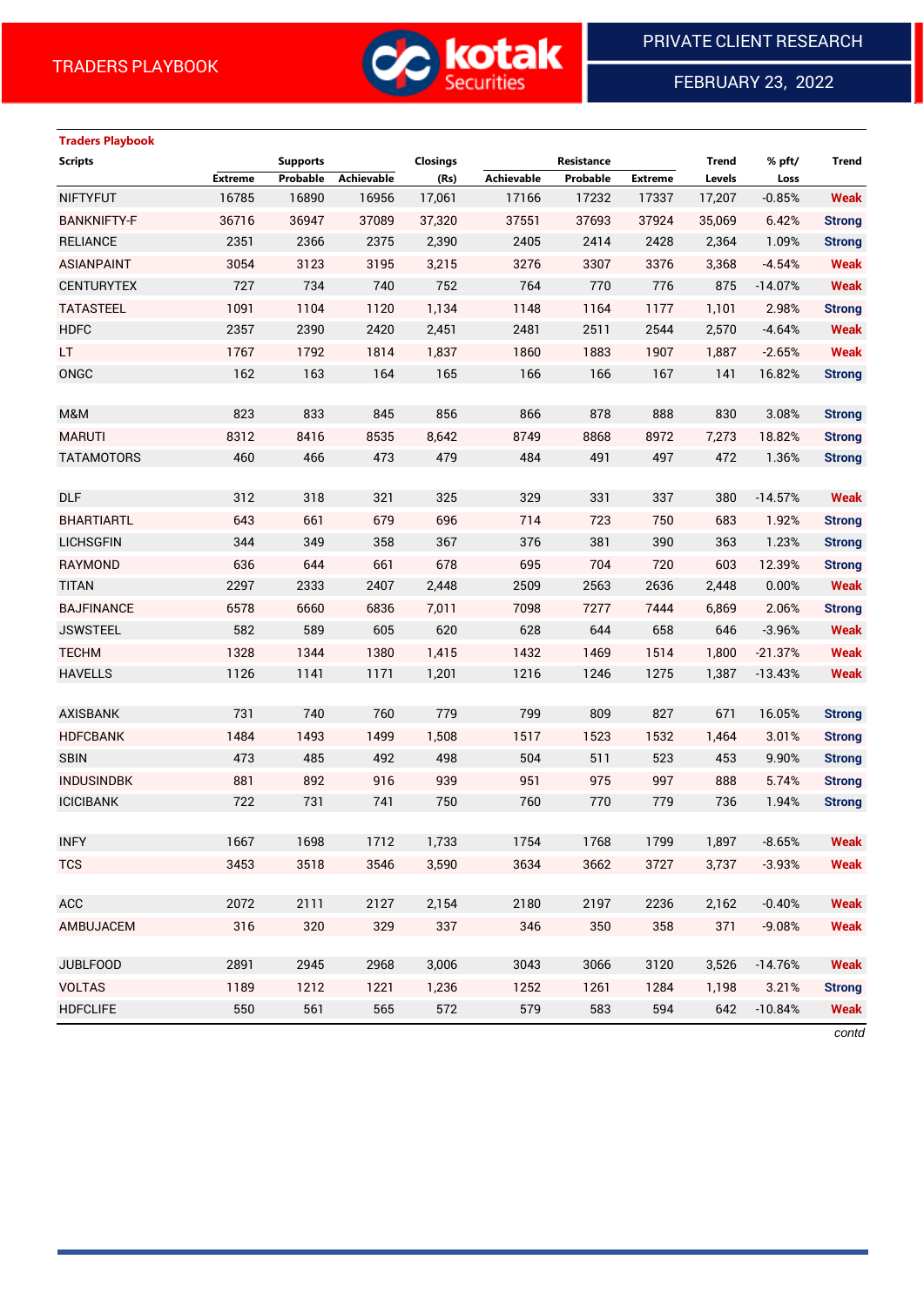TRADERS PLAYBOOK

PRIVATE CLIENT RESEARCH

FEBRUARY 23, 2022

## Traders Playbook

| Scripts | Supports | | | Closings | Resistance | | | Trend | % pft/ | Trend |
|---|---|---|---|---|---|---|---|---|---|---|
| | Extreme | Probable | Achievable | (Rs) | Achievable | Probable | Extreme | Levels | Loss | |
| NIFTYFUT | 16785 | 16890 | 16956 | 17,061 | 17166 | 17232 | 17337 | 17,207 | -0.85% | Weak |
| BANKNIFTY-F | 36716 | 36947 | 37089 | 37,320 | 37551 | 37693 | 37924 | 35,069 | 6.42% | Strong |
| RELIANCE | 2351 | 2366 | 2375 | 2,390 | 2405 | 2414 | 2428 | 2,364 | 1.09% | Strong |
| ASIANPAINT | 3054 | 3123 | 3195 | 3,215 | 3276 | 3307 | 3376 | 3,368 | -4.54% | Weak |
| CENTURYTEX | 727 | 734 | 740 | 752 | 764 | 770 | 776 | 875 | -14.07% | Weak |
| TATASTEEL | 1091 | 1104 | 1120 | 1,134 | 1148 | 1164 | 1177 | 1,101 | 2.98% | Strong |
| HDFC | 2357 | 2390 | 2420 | 2,451 | 2481 | 2511 | 2544 | 2,570 | -4.64% | Weak |
| LT | 1767 | 1792 | 1814 | 1,837 | 1860 | 1883 | 1907 | 1,887 | -2.65% | Weak |
| ONGC | 162 | 163 | 164 | 165 | 166 | 166 | 167 | 141 | 16.82% | Strong |
| | | | | | | | | | | |
| M&M | 823 | 833 | 845 | 856 | 866 | 878 | 888 | 830 | 3.08% | Strong |
| MARUTI | 8312 | 8416 | 8535 | 8,642 | 8749 | 8868 | 8972 | 7,273 | 18.82% | Strong |
| TATAMOTORS | 460 | 466 | 473 | 479 | 484 | 491 | 497 | 472 | 1.36% | Strong |
| | | | | | | | | | | |
| DLF | 312 | 318 | 321 | 325 | 329 | 331 | 337 | 380 | -14.57% | Weak |
| BHARTIARTL | 643 | 661 | 679 | 696 | 714 | 723 | 750 | 683 | 1.92% | Strong |
| LICHSGFIN | 344 | 349 | 358 | 367 | 376 | 381 | 390 | 363 | 1.23% | Strong |
| RAYMOND | 636 | 644 | 661 | 678 | 695 | 704 | 720 | 603 | 12.39% | Strong |
| TITAN | 2297 | 2333 | 2407 | 2,448 | 2509 | 2563 | 2636 | 2,448 | 0.00% | Weak |
| BAJFINANCE | 6578 | 6660 | 6836 | 7,011 | 7098 | 7277 | 7444 | 6,869 | 2.06% | Strong |
| JSWSTEEL | 582 | 589 | 605 | 620 | 628 | 644 | 658 | 646 | -3.96% | Weak |
| TECHM | 1328 | 1344 | 1380 | 1,415 | 1432 | 1469 | 1514 | 1,800 | -21.37% | Weak |
| HAVELLS | 1126 | 1141 | 1171 | 1,201 | 1216 | 1246 | 1275 | 1,387 | -13.43% | Weak |
| | | | | | | | | | | |
| AXISBANK | 731 | 740 | 760 | 779 | 799 | 809 | 827 | 671 | 16.05% | Strong |
| HDFCBANK | 1484 | 1493 | 1499 | 1,508 | 1517 | 1523 | 1532 | 1,464 | 3.01% | Strong |
| SBIN | 473 | 485 | 492 | 498 | 504 | 511 | 523 | 453 | 9.90% | Strong |
| INDUSINDBK | 881 | 892 | 916 | 939 | 951 | 975 | 997 | 888 | 5.74% | Strong |
| ICICIBANK | 722 | 731 | 741 | 750 | 760 | 770 | 779 | 736 | 1.94% | Strong |
| | | | | | | | | | | |
| INFY | 1667 | 1698 | 1712 | 1,733 | 1754 | 1768 | 1799 | 1,897 | -8.65% | Weak |
| TCS | 3453 | 3518 | 3546 | 3,590 | 3634 | 3662 | 3727 | 3,737 | -3.93% | Weak |
| | | | | | | | | | | |
| ACC | 2072 | 2111 | 2127 | 2,154 | 2180 | 2197 | 2236 | 2,162 | -0.40% | Weak |
| AMBUJACEM | 316 | 320 | 329 | 337 | 346 | 350 | 358 | 371 | -9.08% | Weak |
| | | | | | | | | | | |
| JUBLFOOD | 2891 | 2945 | 2968 | 3,006 | 3043 | 3066 | 3120 | 3,526 | -14.76% | Weak |
| VOLTAS | 1189 | 1212 | 1221 | 1,236 | 1252 | 1261 | 1284 | 1,198 | 3.21% | Strong |
| HDFCLIFE | 550 | 561 | 565 | 572 | 579 | 583 | 594 | 642 | -10.84% | Weak |

*contd*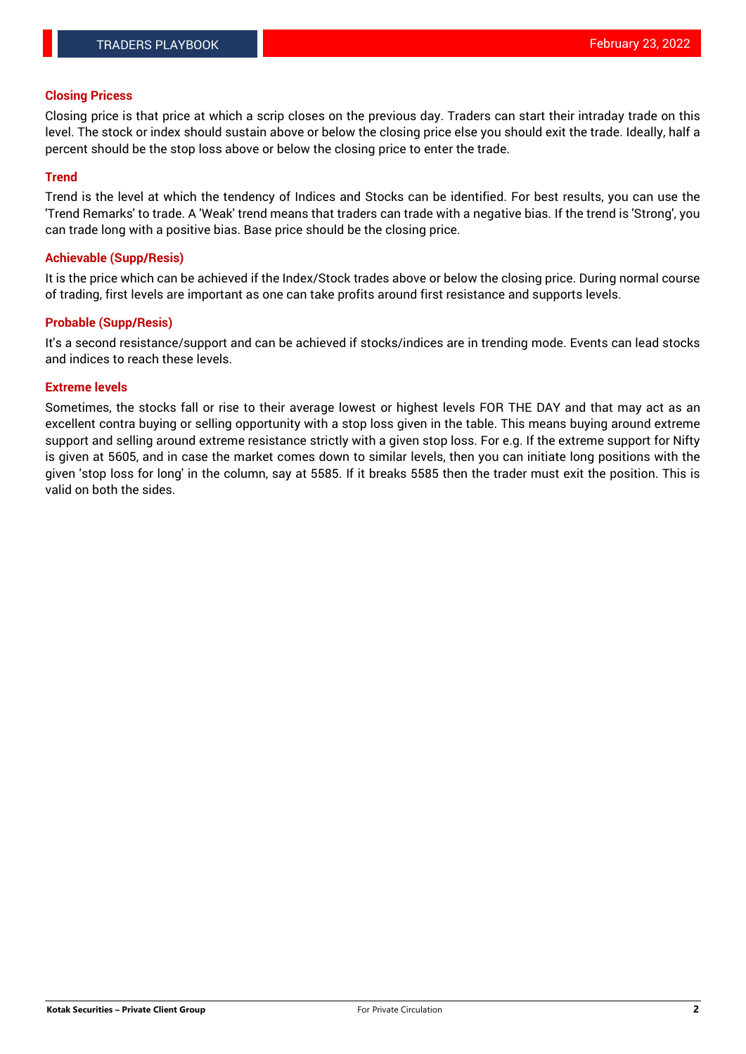## Closing Pricess

Closing price is that price at which a scrip closes on the previous day. Traders can start their intraday trade on this level. The stock or index should sustain above or below the closing price else you should exit the trade. Ideally, half a percent should be the stop loss above or below the closing price to enter the trade.

## Trend

Trend is the level at which the tendency of Indices and Stocks can be identified. For best results, you can use the 'Trend Remarks' to trade. A 'Weak' trend means that traders can trade with a negative bias. If the trend is 'Strong', you can trade long with a positive bias. Base price should be the closing price.

## Achievable (Supp/Resis)

It is the price which can be achieved if the Index/Stock trades above or below the closing price. During normal course of trading, first levels are important as one can take profits around first resistance and supports levels.

## Probable (Supp/Resis)

It's a second resistance/support and can be achieved if stocks/indices are in trending mode. Events can lead stocks and indices to reach these levels.

## Extreme levels

Sometimes, the stocks fall or rise to their average lowest or highest levels FOR THE DAY and that may act as an excellent contra buying or selling opportunity with a stop loss given in the table. This means buying around extreme support and selling around extreme resistance strictly with a given stop loss. For e.g. If the extreme support for Nifty is given at 5605, and in case the market comes down to similar levels, then you can initiate long positions with the given 'stop loss for long' in the column, say at 5585. If it breaks 5585 then the trader must exit the position. This is valid on both the sides.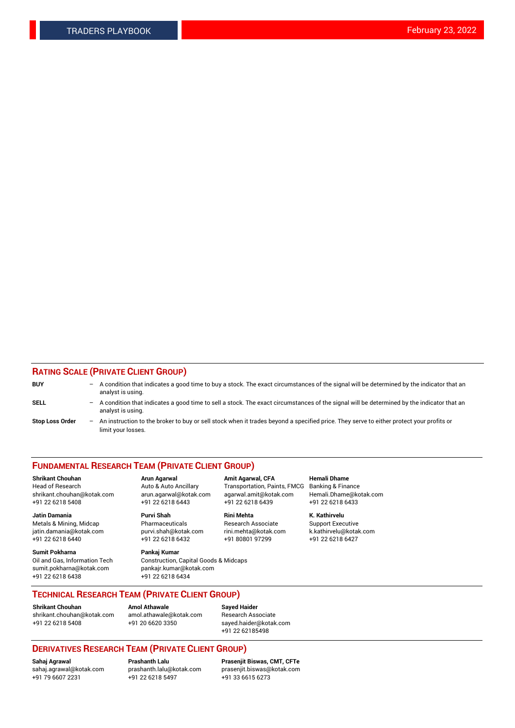## RATING SCALE (PRIVATE CLIENT GROUP)

**BUY** – A condition that indicates a good time to buy a stock. The exact circumstances of the signal will be determined by the indicator that an analyst is using.

**SELL** – A condition that indicates a good time to sell a stock. The exact circumstances of the signal will be determined by the indicator that an analyst is using.

**Stop Loss Order** – An instruction to the broker to buy or sell stock when it trades beyond a specified price. They serve to either protect your profits or limit your losses.

## FUNDAMENTAL RESEARCH TEAM (PRIVATE CLIENT GROUP)

**Shrikant Chouhan**
Head of Research
shrikant.chouhan@kotak.com
+91 22 6218 5408

**Arun Agarwal**
Auto & Auto Ancillary
arun.agarwal@kotak.com
+91 22 6218 6443

**Amit Agarwal, CFA**
Transportation, Paints, FMCG
agarwal.amit@kotak.com
+91 22 6218 6439

**Hemali Dhame**
Banking & Finance
Hemali.Dhame@kotak.com
+91 22 6218 6433

**Jatin Damania**
Metals & Mining, Midcap
jatin.damania@kotak.com
+91 22 6218 6440

**Purvi Shah**
Pharmaceuticals
purvi.shah@kotak.com
+91 22 6218 6432

**Rini Mehta**
Research Associate
rini.mehta@kotak.com
+91 80801 97299

**K. Kathirvelu**
Support Executive
k.kathirvelu@kotak.com
+91 22 6218 6427

**Sumit Pokharna**
Oil and Gas, Information Tech
sumit.pokharna@kotak.com
+91 22 6218 6438

**Pankaj Kumar**
Construction, Capital Goods & Midcaps
pankajr.kumar@kotak.com
+91 22 6218 6434

## TECHNICAL RESEARCH TEAM (PRIVATE CLIENT GROUP)

**Shrikant Chouhan**
shrikant.chouhan@kotak.com
+91 22 6218 5408

**Amol Athawale**
amol.athawale@kotak.com
+91 20 6620 3350

**Sayed Haider**
Research Associate
sayed.haider@kotak.com
+91 22 62185498

## DERIVATIVES RESEARCH TEAM (PRIVATE CLIENT GROUP)

**Sahaj Agrawal**
sahaj.agrawal@kotak.com
+91 79 6607 2231

**Prashanth Lalu**
prashanth.lalu@kotak.com
+91 22 6218 5497

**Prasenjit Biswas, CMT, CFTe**
prasenjit.biswas@kotak.com
+91 33 6615 6273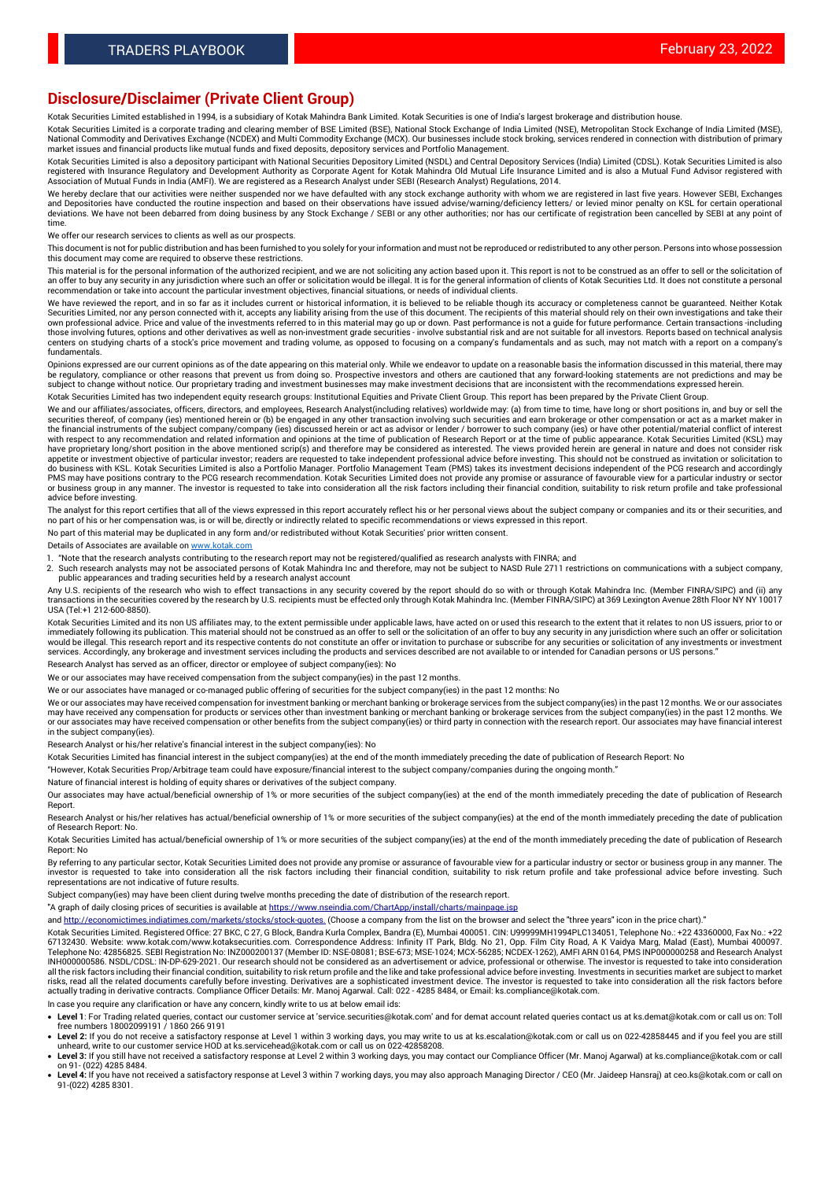## Disclosure/Disclaimer (Private Client Group)

Kotak Securities Limited established in 1994, is a subsidiary of Kotak Mahindra Bank Limited. Kotak Securities is one of India's largest brokerage and distribution house.

Kotak Securities Limited is a corporate trading and clearing member of BSE Limited (BSE), National Stock Exchange of India Limited (NSE), Metropolitan Stock Exchange of India Limited (MSE), National Commodity and Derivatives Exchange (NCDEX) and Multi Commodity Exchange (MCX). Our businesses include stock broking, services rendered in connection with distribution of primary market issues and financial products like mutual funds and fixed deposits, depository services and Portfolio Management.

Kotak Securities Limited is also a depository participant with National Securities Depository Limited (NSDL) and Central Depository Services (India) Limited (CDSL). Kotak Securities Limited is also registered with Insurance Regulatory and Development Authority as Corporate Agent for Kotak Mahindra Old Mutual Life Insurance Limited and is also a Mutual Fund Advisor registered with Association of Mutual Funds in India (AMFI). We are registered as a Research Analyst under SEBI (Research Analyst) Regulations, 2014.

We hereby declare that our activities were neither suspended nor we have defaulted with any stock exchange authority with whom we are registered in last five years. However SEBI, Exchanges and Depositories have conducted the routine inspection and based on their observations have issued advise/warning/deficiency letters/ or levied minor penalty on KSL for certain operational deviations. We have not been debarred from doing business by any Stock Exchange / SEBI or any other authorities; nor has our certificate of registration been cancelled by SEBI at any point of time.

We offer our research services to clients as well as our prospects.

This document is not for public distribution and has been furnished to you solely for your information and must not be reproduced or redistributed to any other person. Persons into whose possession this document may come are required to observe these restrictions.

This material is for the personal information of the authorized recipient, and we are not soliciting any action based upon it. This report is not to be construed as an offer to sell or the solicitation of an offer to buy any security in any jurisdiction where such an offer or solicitation would be illegal. It is for the general information of clients of Kotak Securities Ltd. It does not constitute a personal recommendation or take into account the particular investment objectives, financial situations, or needs of individual clients.

We have reviewed the report, and in so far as it includes current or historical information, it is believed to be reliable though its accuracy or completeness cannot be guaranteed. Neither Kotak Securities Limited, nor any person connected with it, accepts any liability arising from the use of this document. The recipients of this material should rely on their own investigations and take their own professional advice. Price and value of the investments referred to in this material may go up or down. Past performance is not a guide for future performance. Certain transactions -including those involving futures, options and other derivatives as well as non-investment grade securities - involve substantial risk and are not suitable for all investors. Reports based on technical analysis centers on studying charts of a stock's price movement and trading volume, as opposed to focusing on a company's fundamentals and as such, may not match with a report on a company's fundamentals.

Opinions expressed are our current opinions as of the date appearing on this material only. While we endeavor to update on a reasonable basis the information discussed in this material, there may be regulatory, compliance or other reasons that prevent us from doing so. Prospective investors and others are cautioned that any forward-looking statements are not predictions and may be subject to change without notice. Our proprietary trading and investment businesses may make investment decisions that are inconsistent with the recommendations expressed herein.

Kotak Securities Limited has two independent equity research groups: Institutional Equities and Private Client Group. This report has been prepared by the Private Client Group.

We and our affiliates/associates, officers, directors, and employees, Research Analyst(including relatives) worldwide may: (a) from time to time, have long or short positions in, and buy or sell the securities thereof, of company (ies) mentioned herein or (b) be engaged in any other transaction involving such securities and earn brokerage or other compensation or act as a market maker in the financial instruments of the subject company/company (ies) discussed herein or act as advisor or lender / borrower to such company (ies) or have other potential/material conflict of interest with respect to any recommendation and related information and opinions at the time of publication of Research Report or at the time of public appearance. Kotak Securities Limited (KSL) may have proprietary long/short position in the above mentioned scrip(s) and therefore may be considered as interested. The views provided herein are general in nature and does not consider risk appetite or investment objective of particular investor; readers are requested to take independent professional advice before investing. This should not be construed as invitation or solicitation to do business with KSL. Kotak Securities Limited is also a Portfolio Manager. Portfolio Management Team (PMS) takes its investment decisions independent of the PCG research and accordingly PMS may have positions contrary to the PCG research recommendation. Kotak Securities Limited does not provide any promise or assurance of favourable view for a particular industry or sector or business group in any manner. The investor is requested to take into consideration all the risk factors including their financial condition, suitability to risk return profile and take professional advice before investing.

The analyst for this report certifies that all of the views expressed in this report accurately reflect his or her personal views about the subject company or companies and its or their securities, and no part of his or her compensation was, is or will be, directly or indirectly related to specific recommendations or views expressed in this report.

No part of this material may be duplicated in any form and/or redistributed without Kotak Securities' prior written consent.

Details of Associates are available on www.kotak.com

1. "Note that the research analysts contributing to the research report may not be registered/qualified as research analysts with FINRA; and
2. Such research analysts may not be associated persons of Kotak Mahindra Inc and therefore, may not be subject to NASD Rule 2711 restrictions on communications with a subject company, public appearances and trading securities held by a research analyst account

Any U.S. recipients of the research who wish to effect transactions in any security covered by the report should do so with or through Kotak Mahindra Inc. (Member FINRA/SIPC) and (ii) any transactions in the securities covered by the research by U.S. recipients must be effected only through Kotak Mahindra Inc. (Member FINRA/SIPC) at 369 Lexington Avenue 28th Floor NY NY 10017 USA (Tel:+1 212-600-8850).

Kotak Securities Limited and its non US affiliates may, to the extent permissible under applicable laws, have acted on or used this research to the extent that it relates to non US issuers, prior to or immediately following its publication. This material should not be construed as an offer to sell or the solicitation of an offer to buy any security in any jurisdiction where such an offer or solicitation would be illegal. This research report and its respective contents do not constitute an offer or invitation to purchase or subscribe for any securities or solicitation of any investments or investment services. Accordingly, any brokerage and investment services including the products and services described are not available to or intended for Canadian persons or US persons."

Research Analyst has served as an officer, director or employee of subject company(ies): No

We or our associates may have received compensation from the subject company(ies) in the past 12 months.

We or our associates have managed or co-managed public offering of securities for the subject company(ies) in the past 12 months: No

We or our associates may have received compensation for investment banking or merchant banking or brokerage services from the subject company(ies) in the past 12 months. We or our associates may have received any compensation for products or services other than investment banking or merchant banking or brokerage services from the subject company(ies) in the past 12 months. We or our associates may have received compensation or other benefits from the subject company(ies) or third party in connection with the research report. Our associates may have financial interest in the subject company(ies).

Research Analyst or his/her relative's financial interest in the subject company(ies): No

Kotak Securities Limited has financial interest in the subject company(ies) at the end of the month immediately preceding the date of publication of Research Report: No

"However, Kotak Securities Prop/Arbitrage team could have exposure/financial interest to the subject company/companies during the ongoing month."

Nature of financial interest is holding of equity shares or derivatives of the subject company.

Our associates may have actual/beneficial ownership of 1% or more securities of the subject company(ies) at the end of the month immediately preceding the date of publication of Research Report.

Research Analyst or his/her relatives has actual/beneficial ownership of 1% or more securities of the subject company(ies) at the end of the month immediately preceding the date of publication of Research Report: No.

Kotak Securities Limited has actual/beneficial ownership of 1% or more securities of the subject company(ies) at the end of the month immediately preceding the date of publication of Research Report: No

By referring to any particular sector, Kotak Securities Limited does not provide any promise or assurance of favourable view for a particular industry or sector or business group in any manner. The investor is requested to take into consideration all the risk factors including their financial condition, suitability to risk return profile and take professional advice before investing. Such representations are not indicative of future results.

Subject company(ies) may have been client during twelve months preceding the date of distribution of the research report.

"A graph of daily closing prices of securities is available at https://www.nseindia.com/ChartApp/install/charts/mainpage.jsp

and http://economictimes.indiatimes.com/markets/stocks/stock-quotes. (Choose a company from the list on the browser and select the "three years" icon in the price chart)."

Kotak Securities Limited. Registered Office: 27 BKC, C 27, G Block, Bandra Kurla Complex, Bandra (E), Mumbai 400051. CIN: U99999MH1994PLC134051, Telephone No.: +22 43360000, Fax No.: +22 67132430. Website: www.kotak.com/www.kotaksecurities.com. Correspondence Address: Infinity IT Park, Bldg. No 21, Opp. Film City Road, A K Vaidya Marg, Malad (East), Mumbai 400097. Telephone No: 42856825. SEBI Registration No: INZ000200137 (Member ID: NSE-08081; BSE-673; MSE-1024; MCX-56285; NCDEX-1262), AMFI ARN 0164, PMS INP000000258 and Research Analyst INH000000586. NSDL/CDSL: IN-DP-629-2021. Our research should not be considered as an advertisement or advice, professional or otherwise. The investor is requested to take into consideration all the risk factors including their financial condition, suitability to risk return profile and the like and take professional advice before investing. Investments in securities market are subject to market risks, read all the related documents carefully before investing. Derivatives are a sophisticated investment device. The investor is requested to take into consideration all the risk factors before actually trading in derivative contracts. Compliance Officer Details: Mr. Manoj Agarwal. Call: 022 - 4285 8484, or Email: ks.compliance@kotak.com.

In case you require any clarification or have any concern, kindly write to us at below email ids:

- **Level 1**: For Trading related queries, contact our customer service at 'service.securities@kotak.com' and for demat account related queries contact us at ks.demat@kotak.com or call us on: Toll free numbers 18002099191 / 1860 266 9191
- **Level 2:** If you do not receive a satisfactory response at Level 1 within 3 working days, you may write to us at ks.escalation@kotak.com or call us on 022-42858445 and if you feel you are still unheard, write to our customer service HOD at ks.servicehead@kotak.com or call us on 022-42858208.
- **Level 3:** If you still have not received a satisfactory response at Level 2 within 3 working days, you may contact our Compliance Officer (Mr. Manoj Agarwal) at ks.compliance@kotak.com or call on 91- (022) 4285 8484.
- **Level 4:** If you have not received a satisfactory response at Level 3 within 7 working days, you may also approach Managing Director / CEO (Mr. Jaideep Hansraj) at ceo.ks@kotak.com or call on 91-(022) 4285 8301.